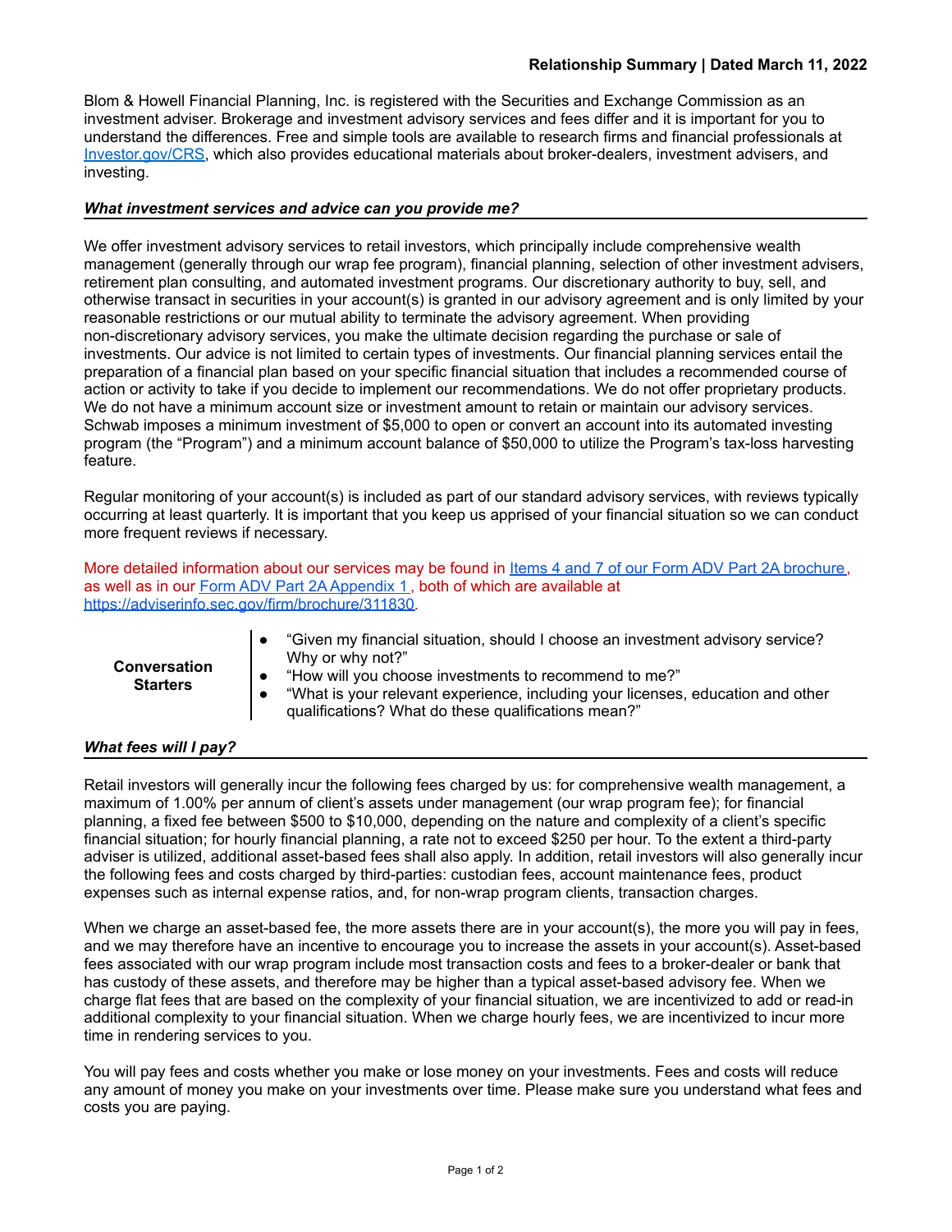**Relationship Summary | Dated March 11, 2022**

Blom & Howell Financial Planning, Inc. is registered with the Securities and Exchange Commission as an investment adviser. Brokerage and investment advisory services and fees differ and it is important for you to understand the differences. Free and simple tools are available to research firms and financial professionals at [Investor.gov/CRS](Investor.gov/CRS), which also provides educational materials about broker-dealers, investment advisers, and investing.

### *What investment services and advice can you provide me?*

We offer investment advisory services to retail investors, which principally include comprehensive wealth management (generally through our wrap fee program), financial planning, selection of other investment advisers, retirement plan consulting, and automated investment programs. Our discretionary authority to buy, sell, and otherwise transact in securities in your account(s) is granted in our advisory agreement and is only limited by your reasonable restrictions or our mutual ability to terminate the advisory agreement. When providing non-discretionary advisory services, you make the ultimate decision regarding the purchase or sale of investments. Our advice is not limited to certain types of investments. Our financial planning services entail the preparation of a financial plan based on your specific financial situation that includes a recommended course of action or activity to take if you decide to implement our recommendations. We do not offer proprietary products. We do not have a minimum account size or investment amount to retain or maintain our advisory services. Schwab imposes a minimum investment of $5,000 to open or convert an account into its automated investing program (the "Program") and a minimum account balance of $50,000 to utilize the Program's tax-loss harvesting feature.

Regular monitoring of your account(s) is included as part of our standard advisory services, with reviews typically occurring at least quarterly. It is important that you keep us apprised of your financial situation so we can conduct more frequent reviews if necessary.

More detailed information about our services may be found in Items 4 and 7 of our Form ADV Part 2A brochure, as well as in our Form ADV Part 2A Appendix 1, both of which are available at [https://adviserinfo.sec.gov/firm/brochure/311830](https://adviserinfo.sec.gov/firm/brochure/311830).

**Conversation Starters**

- "Given my financial situation, should I choose an investment advisory service? Why or why not?"
- "How will you choose investments to recommend to me?"
- "What is your relevant experience, including your licenses, education and other qualifications? What do these qualifications mean?"

### *What fees will I pay?*

Retail investors will generally incur the following fees charged by us: for comprehensive wealth management, a maximum of 1.00% per annum of client's assets under management (our wrap program fee); for financial planning, a fixed fee between $500 to $10,000, depending on the nature and complexity of a client's specific financial situation; for hourly financial planning, a rate not to exceed $250 per hour. To the extent a third-party adviser is utilized, additional asset-based fees shall also apply. In addition, retail investors will also generally incur the following fees and costs charged by third-parties: custodian fees, account maintenance fees, product expenses such as internal expense ratios, and, for non-wrap program clients, transaction charges.

When we charge an asset-based fee, the more assets there are in your account(s), the more you will pay in fees, and we may therefore have an incentive to encourage you to increase the assets in your account(s). Asset-based fees associated with our wrap program include most transaction costs and fees to a broker-dealer or bank that has custody of these assets, and therefore may be higher than a typical asset-based advisory fee. When we charge flat fees that are based on the complexity of your financial situation, we are incentivized to add or read-in additional complexity to your financial situation. When we charge hourly fees, we are incentivized to incur more time in rendering services to you.

You will pay fees and costs whether you make or lose money on your investments. Fees and costs will reduce any amount of money you make on your investments over time. Please make sure you understand what fees and costs you are paying.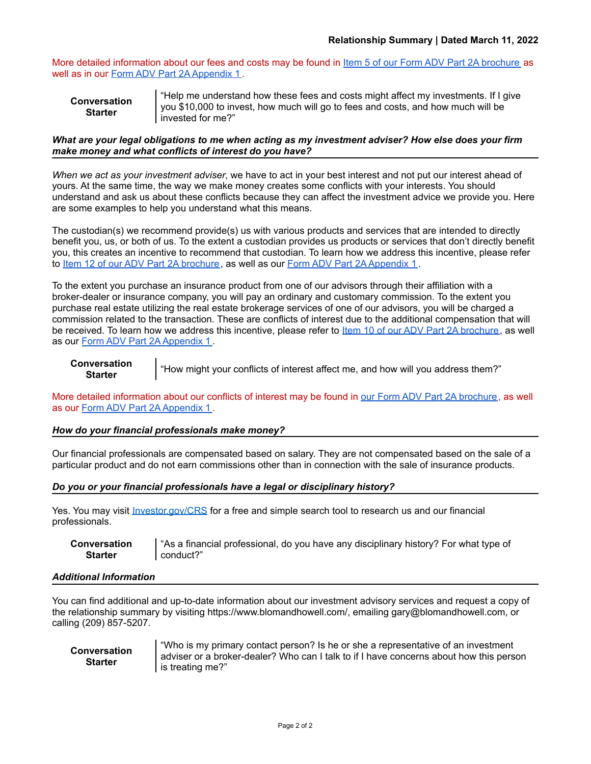More detailed information about our fees and costs may be found in [Item 5 of our Form ADV Part 2A brochure](#) as well as in our [Form ADV Part 2A Appendix 1](#).

| | |
|---|---|
| **Conversation Starter** | "Help me understand how these fees and costs might affect my investments. If I give you $10,000 to invest, how much will go to fees and costs, and how much will be invested for me?" |

### *What are your legal obligations to me when acting as my investment adviser? How else does your firm make money and what conflicts of interest do you have?*

*When we act as your investment adviser*, we have to act in your best interest and not put our interest ahead of yours. At the same time, the way we make money creates some conflicts with your interests. You should understand and ask us about these conflicts because they can affect the investment advice we provide you. Here are some examples to help you understand what this means.

The custodian(s) we recommend provide(s) us with various products and services that are intended to directly benefit you, us, or both of us. To the extent a custodian provides us products or services that don't directly benefit you, this creates an incentive to recommend that custodian. To learn how we address this incentive, please refer to [Item 12 of our ADV Part 2A brochure](#), as well as our [Form ADV Part 2A Appendix 1](#).

To the extent you purchase an insurance product from one of our advisors through their affiliation with a broker-dealer or insurance company, you will pay an ordinary and customary commission. To the extent you purchase real estate utilizing the real estate brokerage services of one of our advisors, you will be charged a commission related to the transaction. These are conflicts of interest due to the additional compensation that will be received. To learn how we address this incentive, please refer to [Item 10 of our ADV Part 2A brochure](#), as well as our [Form ADV Part 2A Appendix 1](#).

| | |
|---|---|
| **Conversation Starter** | "How might your conflicts of interest affect me, and how will you address them?" |

More detailed information about our conflicts of interest may be found in [our Form ADV Part 2A brochure](#), as well as our [Form ADV Part 2A Appendix 1](#).

### *How do your financial professionals make money?*

Our financial professionals are compensated based on salary. They are not compensated based on the sale of a particular product and do not earn commissions other than in connection with the sale of insurance products.

### *Do you or your financial professionals have a legal or disciplinary history?*

Yes. You may visit [Investor.gov/CRS](#) for a free and simple search tool to research us and our financial professionals.

| | |
|---|---|
| **Conversation Starter** | "As a financial professional, do you have any disciplinary history? For what type of conduct?" |

### *Additional Information*

You can find additional and up-to-date information about our investment advisory services and request a copy of the relationship summary by visiting https://www.blomandhowell.com/, emailing gary@blomandhowell.com, or calling (209) 857-5207.

| | |
|---|---|
| **Conversation Starter** | "Who is my primary contact person? Is he or she a representative of an investment adviser or a broker-dealer? Who can I talk to if I have concerns about how this person is treating me?" |